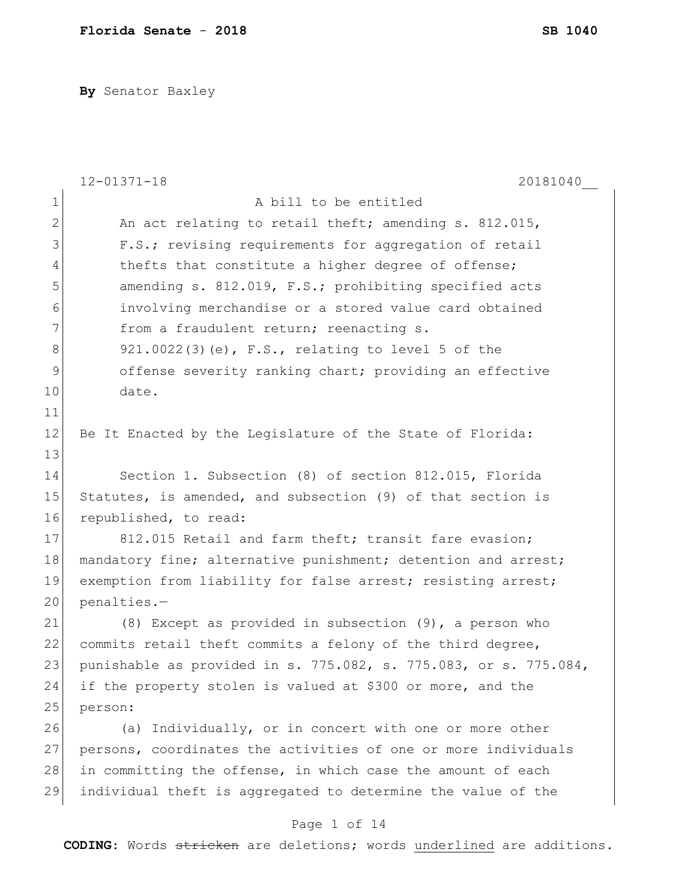**By** Senator Baxley

12-01371-18 20181040__

A bill to be entitled

An act relating to retail theft; amending s. 812.015, F.S.; revising requirements for aggregation of retail thefts that constitute a higher degree of offense; amending s. 812.019, F.S.; prohibiting specified acts involving merchandise or a stored value card obtained from a fraudulent return; reenacting s. 921.0022(3)(e), F.S., relating to level 5 of the offense severity ranking chart; providing an effective date.

Be It Enacted by the Legislature of the State of Florida:

Section 1. Subsection (8) of section 812.015, Florida Statutes, is amended, and subsection (9) of that section is republished, to read:

812.015 Retail and farm theft; transit fare evasion; mandatory fine; alternative punishment; detention and arrest; exemption from liability for false arrest; resisting arrest; penalties.—

(8) Except as provided in subsection (9), a person who commits retail theft commits a felony of the third degree, punishable as provided in s. 775.082, s. 775.083, or s. 775.084, if the property stolen is valued at $300 or more, and the person:

(a) Individually, or in concert with one or more other persons, coordinates the activities of one or more individuals in committing the offense, in which case the amount of each individual theft is aggregated to determine the value of the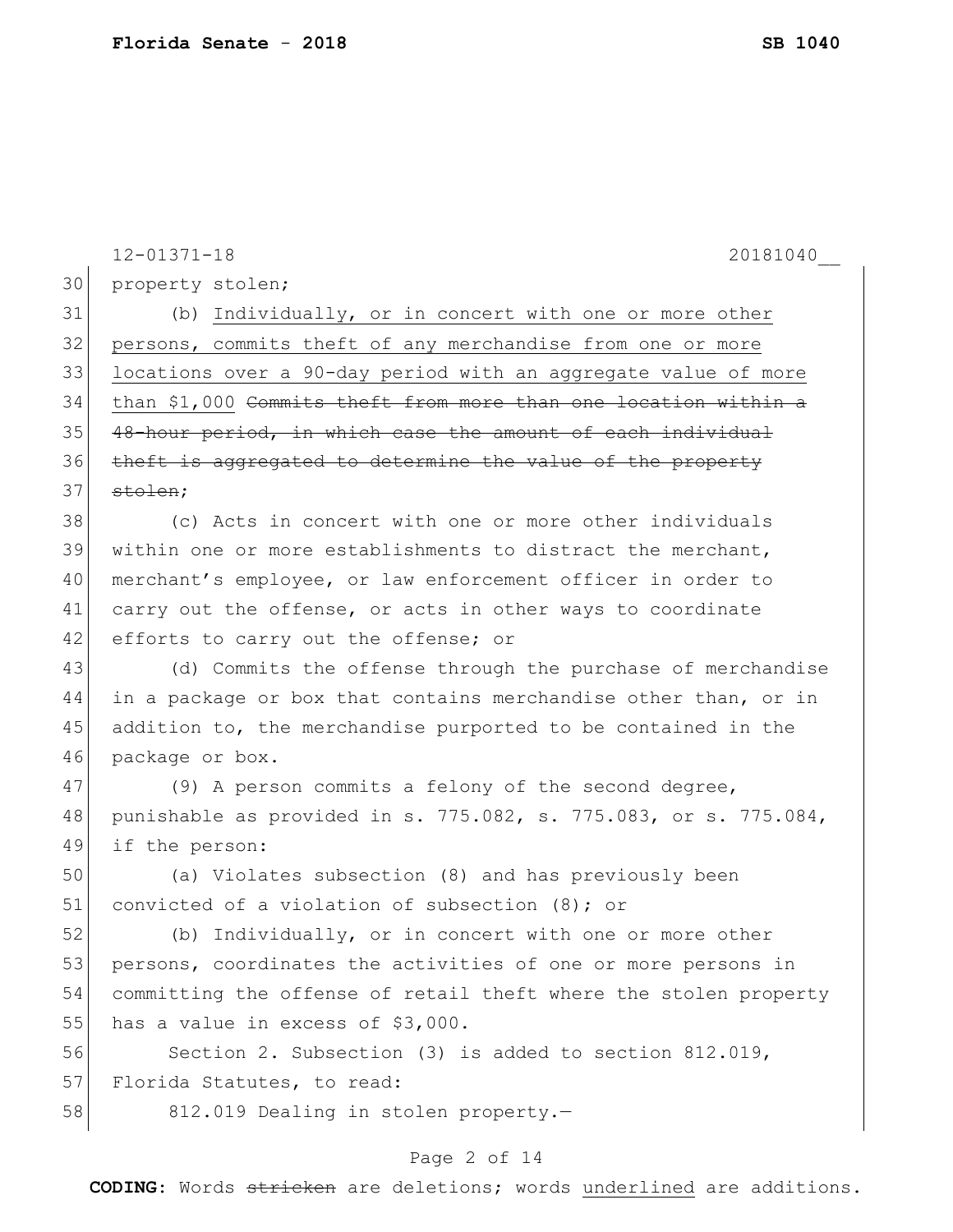property stolen;

(b) <u>Individually, or in concert with one or more other persons, commits theft of any merchandise from one or more locations over a 90-day period with an aggregate value of more than $1,000</u> ~~Commits theft from more than one location within a 48-hour period, in which case the amount of each individual theft is aggregated to determine the value of the property stolen~~;

(c) Acts in concert with one or more other individuals within one or more establishments to distract the merchant, merchant's employee, or law enforcement officer in order to carry out the offense, or acts in other ways to coordinate efforts to carry out the offense; or

(d) Commits the offense through the purchase of merchandise in a package or box that contains merchandise other than, or in addition to, the merchandise purported to be contained in the package or box.

(9) A person commits a felony of the second degree, punishable as provided in s. 775.082, s. 775.083, or s. 775.084, if the person:

(a) Violates subsection (8) and has previously been convicted of a violation of subsection (8); or

(b) Individually, or in concert with one or more other persons, coordinates the activities of one or more persons in committing the offense of retail theft where the stolen property has a value in excess of $3,000.

Section 2. Subsection (3) is added to section 812.019, Florida Statutes, to read:

812.019 Dealing in stolen property.—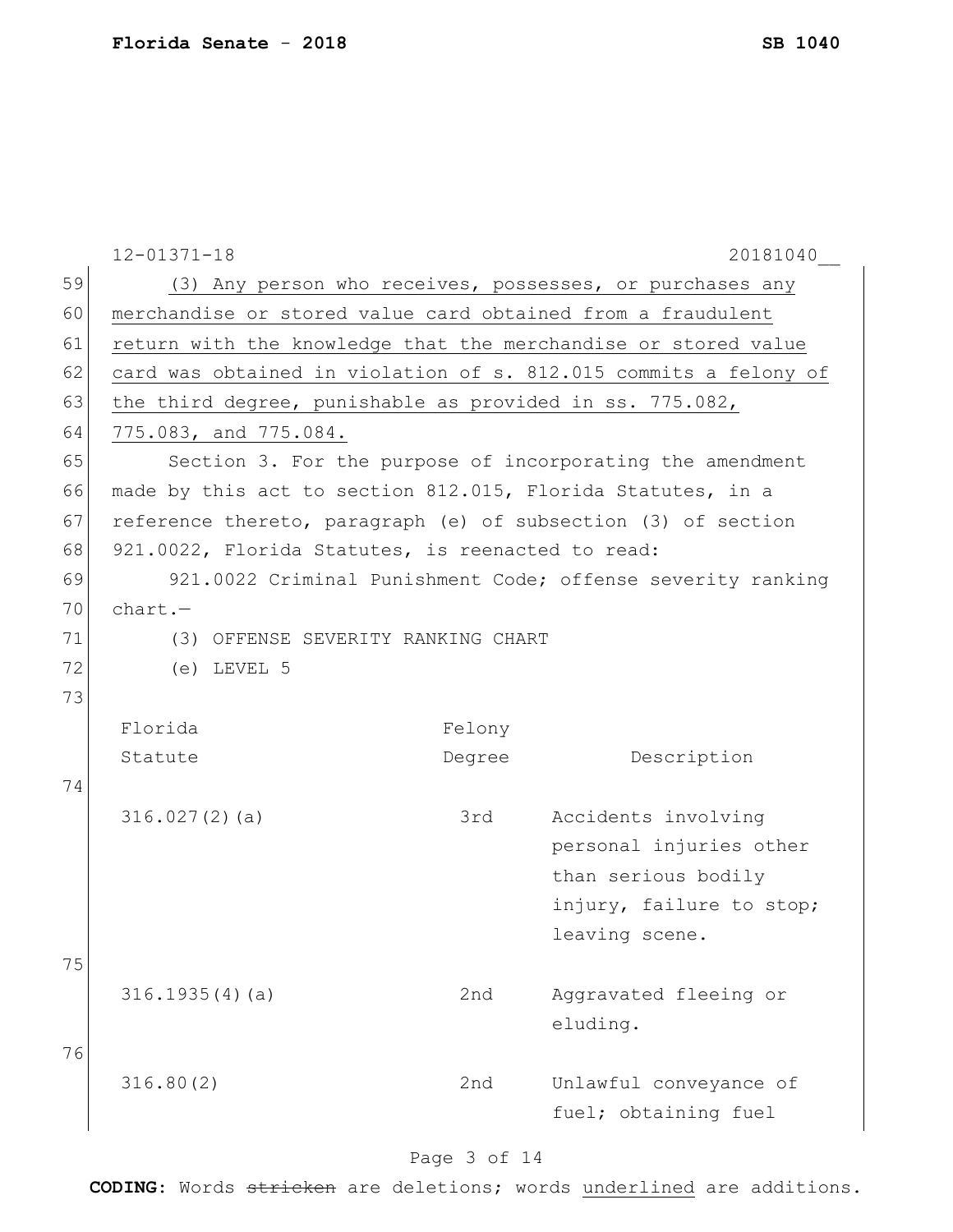(3) <u>Any person who receives, possesses, or purchases any merchandise or stored value card obtained from a fraudulent return with the knowledge that the merchandise or stored value card was obtained in violation of s. 812.015 commits a felony of the third degree, punishable as provided in ss. 775.082, 775.083, and 775.084.</u>

Section 3. For the purpose of incorporating the amendment made by this act to section 812.015, Florida Statutes, in a reference thereto, paragraph (e) of subsection (3) of section 921.0022, Florida Statutes, is reenacted to read:

921.0022 Criminal Punishment Code; offense severity ranking chart.—

(3) OFFENSE SEVERITY RANKING CHART

(e) LEVEL 5

| Florida Statute | Felony Degree | Description |
|---|---|---|
| 316.027(2)(a) | 3rd | Accidents involving personal injuries other than serious bodily injury, failure to stop; leaving scene. |
| 316.1935(4)(a) | 2nd | Aggravated fleeing or eluding. |
| 316.80(2) | 2nd | Unlawful conveyance of fuel; obtaining fuel |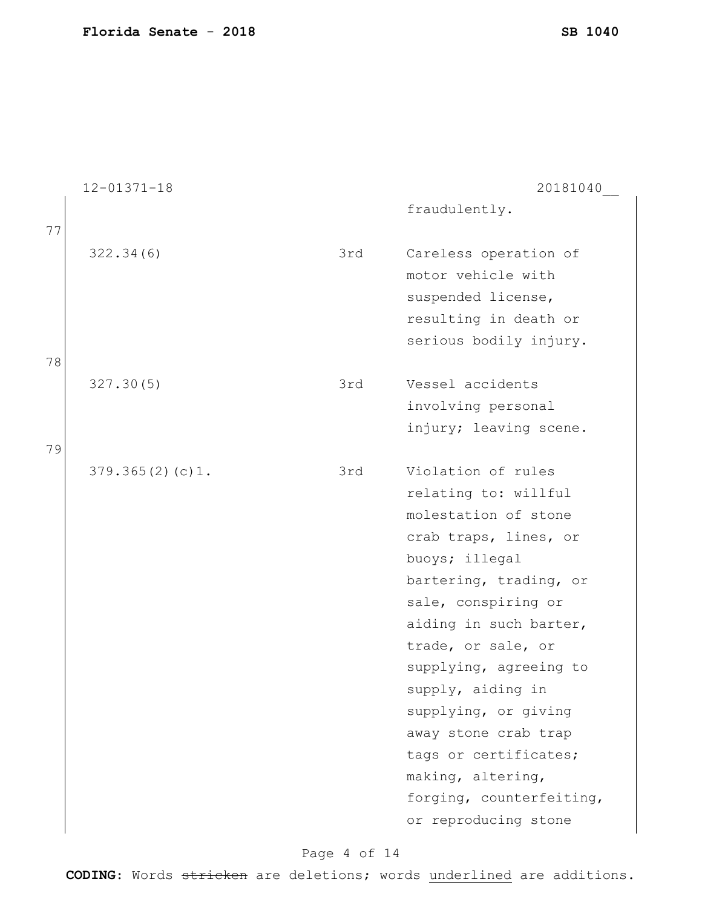fraudulently.

77

| | | |
|---|---|---|
| 322.34(6) | 3rd | Careless operation of motor vehicle with suspended license, resulting in death or serious bodily injury. |

78

| | | |
|---|---|---|
| 327.30(5) | 3rd | Vessel accidents involving personal injury; leaving scene. |

79

| | | |
|---|---|---|
| 379.365(2)(c)1. | 3rd | Violation of rules relating to: willful molestation of stone crab traps, lines, or buoys; illegal bartering, trading, or sale, conspiring or aiding in such barter, trade, or sale, or supplying, agreeing to supply, aiding in supplying, or giving away stone crab trap tags or certificates; making, altering, forging, counterfeiting, or reproducing stone |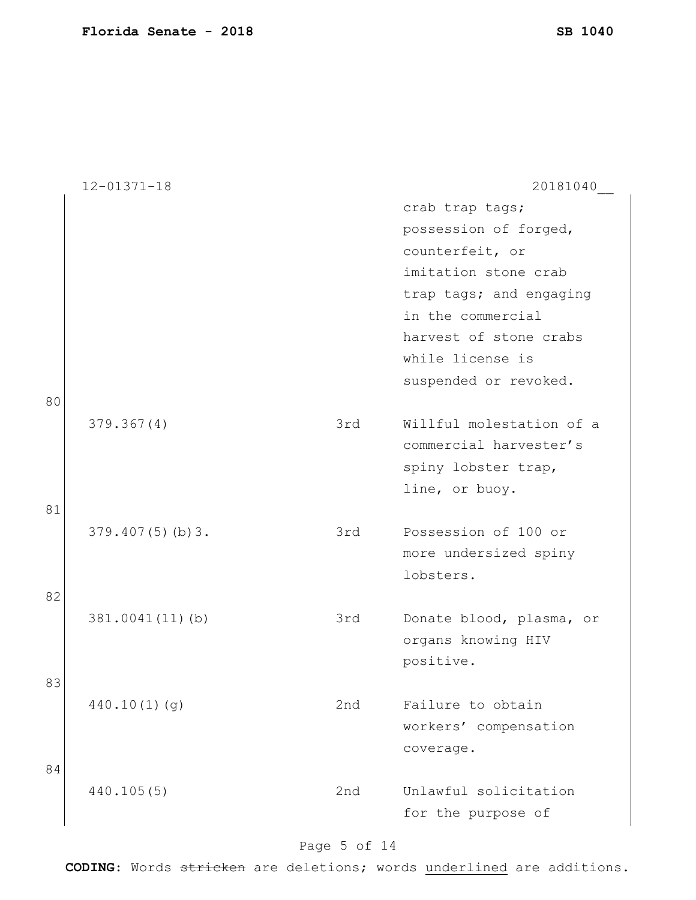12-01371-18 20181040__

| | | |
|---|---|---|
| | | crab trap tags; possession of forged, counterfeit, or imitation stone crab trap tags; and engaging in the commercial harvest of stone crabs while license is suspended or revoked. |
| 379.367(4) | 3rd | Willful molestation of a commercial harvester's spiny lobster trap, line, or buoy. |
| 379.407(5)(b)3. | 3rd | Possession of 100 or more undersized spiny lobsters. |
| 381.0041(11)(b) | 3rd | Donate blood, plasma, or organs knowing HIV positive. |
| 440.10(1)(g) | 2nd | Failure to obtain workers' compensation coverage. |
| 440.105(5) | 2nd | Unlawful solicitation for the purpose of |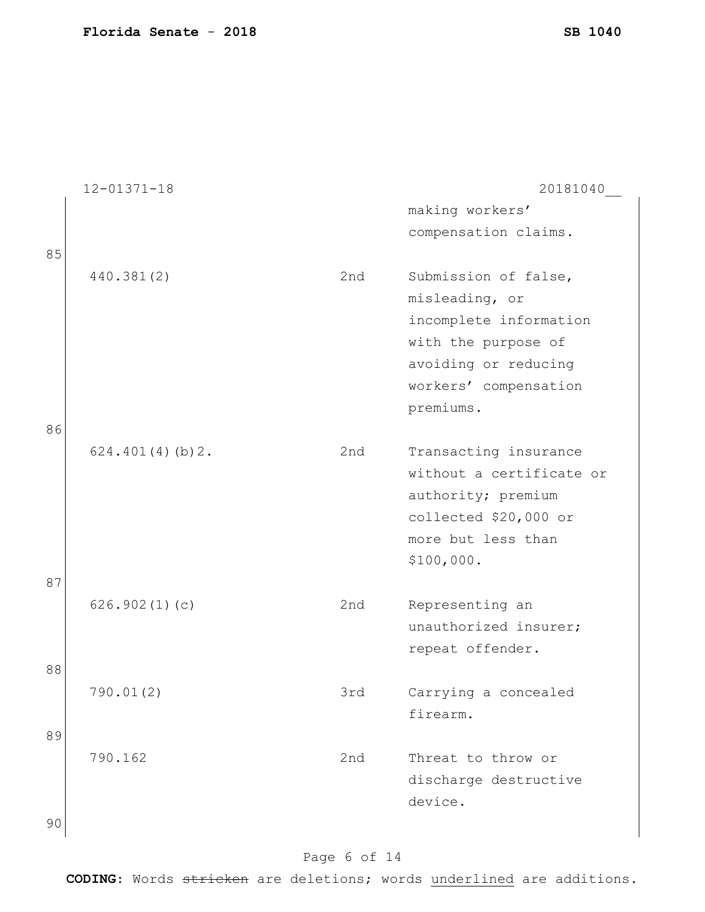| | | |
|---|---|---|
| | | making workers' compensation claims. |
| 440.381(2) | 2nd | Submission of false, misleading, or incomplete information with the purpose of avoiding or reducing workers' compensation premiums. |
| 624.401(4)(b)2. | 2nd | Transacting insurance without a certificate or authority; premium collected $20,000 or more but less than $100,000. |
| 626.902(1)(c) | 2nd | Representing an unauthorized insurer; repeat offender. |
| 790.01(2) | 3rd | Carrying a concealed firearm. |
| 790.162 | 2nd | Threat to throw or discharge destructive device. |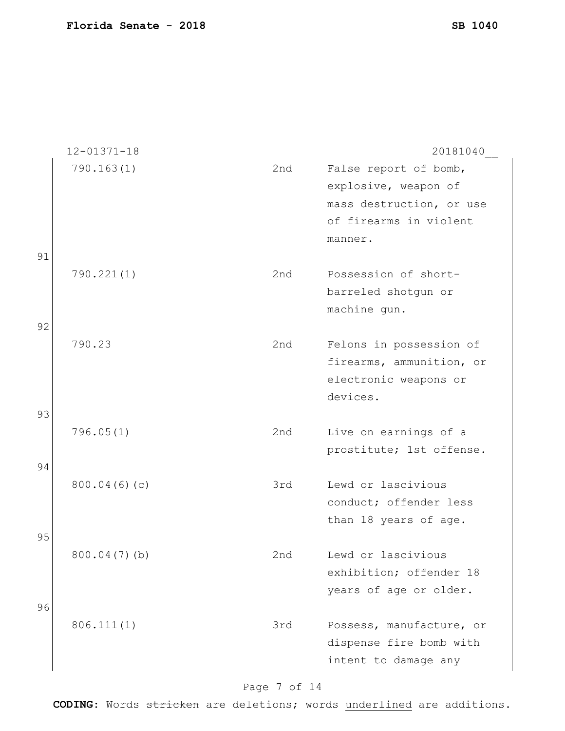| | | |
|---|---|---|
| 790.163(1) | 2nd | False report of bomb, explosive, weapon of mass destruction, or use of firearms in violent manner. |
| 790.221(1) | 2nd | Possession of short-barreled shotgun or machine gun. |
| 790.23 | 2nd | Felons in possession of firearms, ammunition, or electronic weapons or devices. |
| 796.05(1) | 2nd | Live on earnings of a prostitute; 1st offense. |
| 800.04(6)(c) | 3rd | Lewd or lascivious conduct; offender less than 18 years of age. |
| 800.04(7)(b) | 2nd | Lewd or lascivious exhibition; offender 18 years of age or older. |
| 806.111(1) | 3rd | Possess, manufacture, or dispense fire bomb with intent to damage any |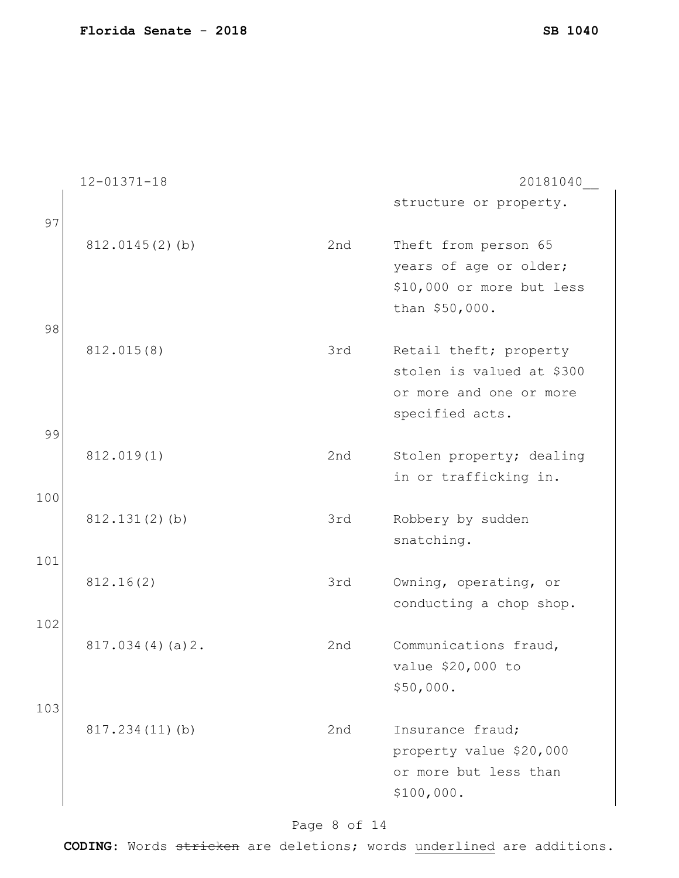12-01371-18 20181040__

| | | |
|---|---|---|
| | | structure or property. |
| 812.0145(2)(b) | 2nd | Theft from person 65 years of age or older; $10,000 or more but less than $50,000. |
| 812.015(8) | 3rd | Retail theft; property stolen is valued at $300 or more and one or more specified acts. |
| 812.019(1) | 2nd | Stolen property; dealing in or trafficking in. |
| 812.131(2)(b) | 3rd | Robbery by sudden snatching. |
| 812.16(2) | 3rd | Owning, operating, or conducting a chop shop. |
| 817.034(4)(a)2. | 2nd | Communications fraud, value $20,000 to $50,000. |
| 817.234(11)(b) | 2nd | Insurance fraud; property value $20,000 or more but less than $100,000. |

CODING: Words ~~stricken~~ are deletions; words <u>underlined</u> are additions.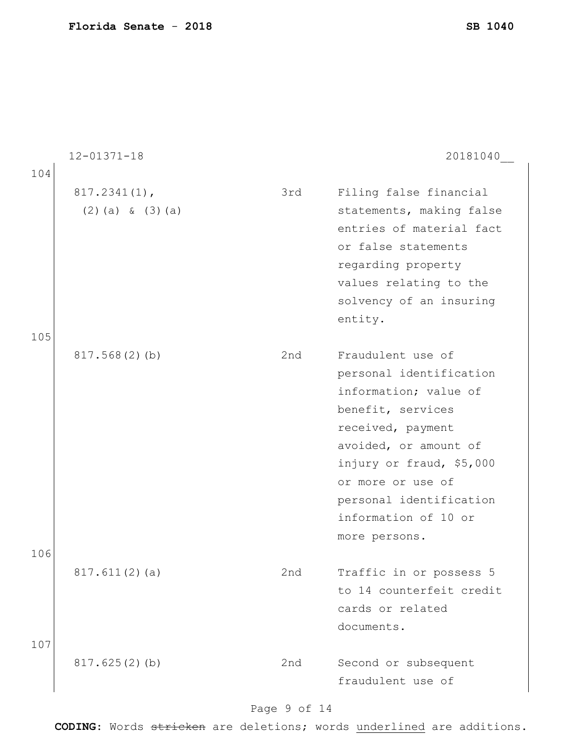12-01371-18 20181040__

104

| | | |
|---|---|---|
| 817.2341(1), (2)(a) & (3)(a) | 3rd | Filing false financial statements, making false entries of material fact or false statements regarding property values relating to the solvency of an insuring entity. |

105

| | | |
|---|---|---|
| 817.568(2)(b) | 2nd | Fraudulent use of personal identification information; value of benefit, services received, payment avoided, or amount of injury or fraud, $5,000 or more or use of personal identification information of 10 or more persons. |

106

| | | |
|---|---|---|
| 817.611(2)(a) | 2nd | Traffic in or possess 5 to 14 counterfeit credit cards or related documents. |

107

| | | |
|---|---|---|
| 817.625(2)(b) | 2nd | Second or subsequent fraudulent use of |

**CODING:** Words ~~stricken~~ are deletions; words <u>underlined</u> are additions.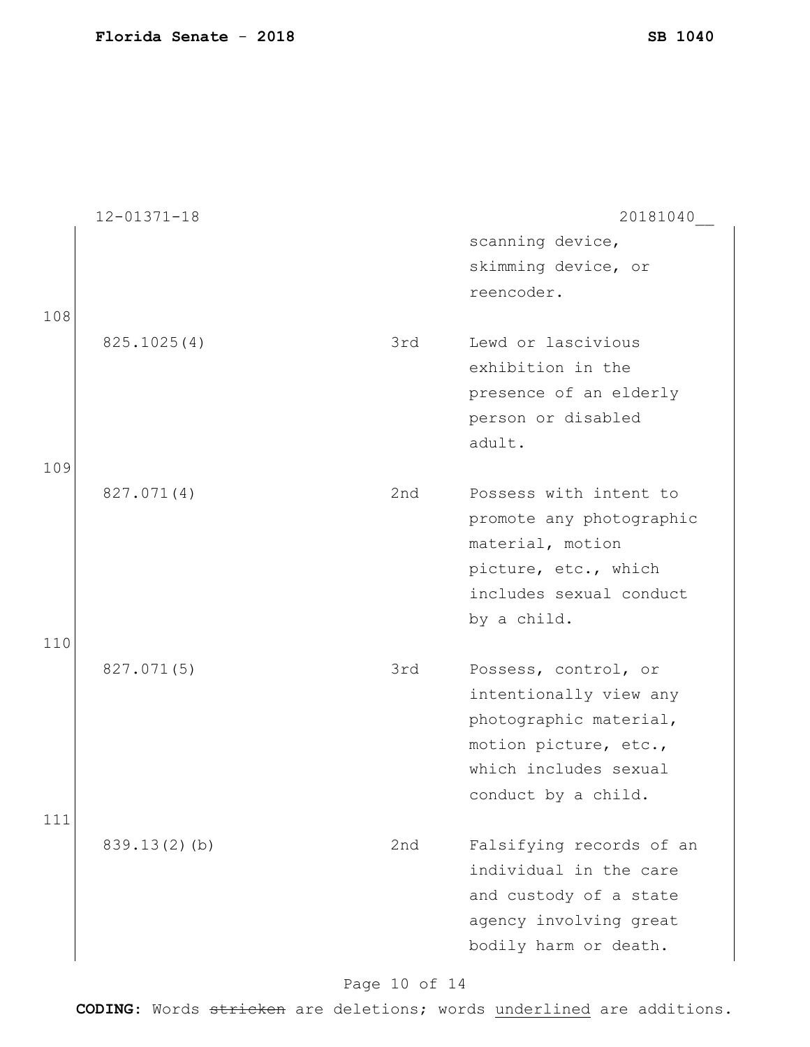12-01371-18 20181040__

| | | |
|---|---|---|
| | | scanning device, skimming device, or reencoder. |
| 825.1025(4) | 3rd | Lewd or lascivious exhibition in the presence of an elderly person or disabled adult. |
| 827.071(4) | 2nd | Possess with intent to promote any photographic material, motion picture, etc., which includes sexual conduct by a child. |
| 827.071(5) | 3rd | Possess, control, or intentionally view any photographic material, motion picture, etc., which includes sexual conduct by a child. |
| 839.13(2)(b) | 2nd | Falsifying records of an individual in the care and custody of a state agency involving great bodily harm or death. |

108

109

110

111

**CODING:** Words ~~stricken~~ are deletions; words <u>underlined</u> are additions.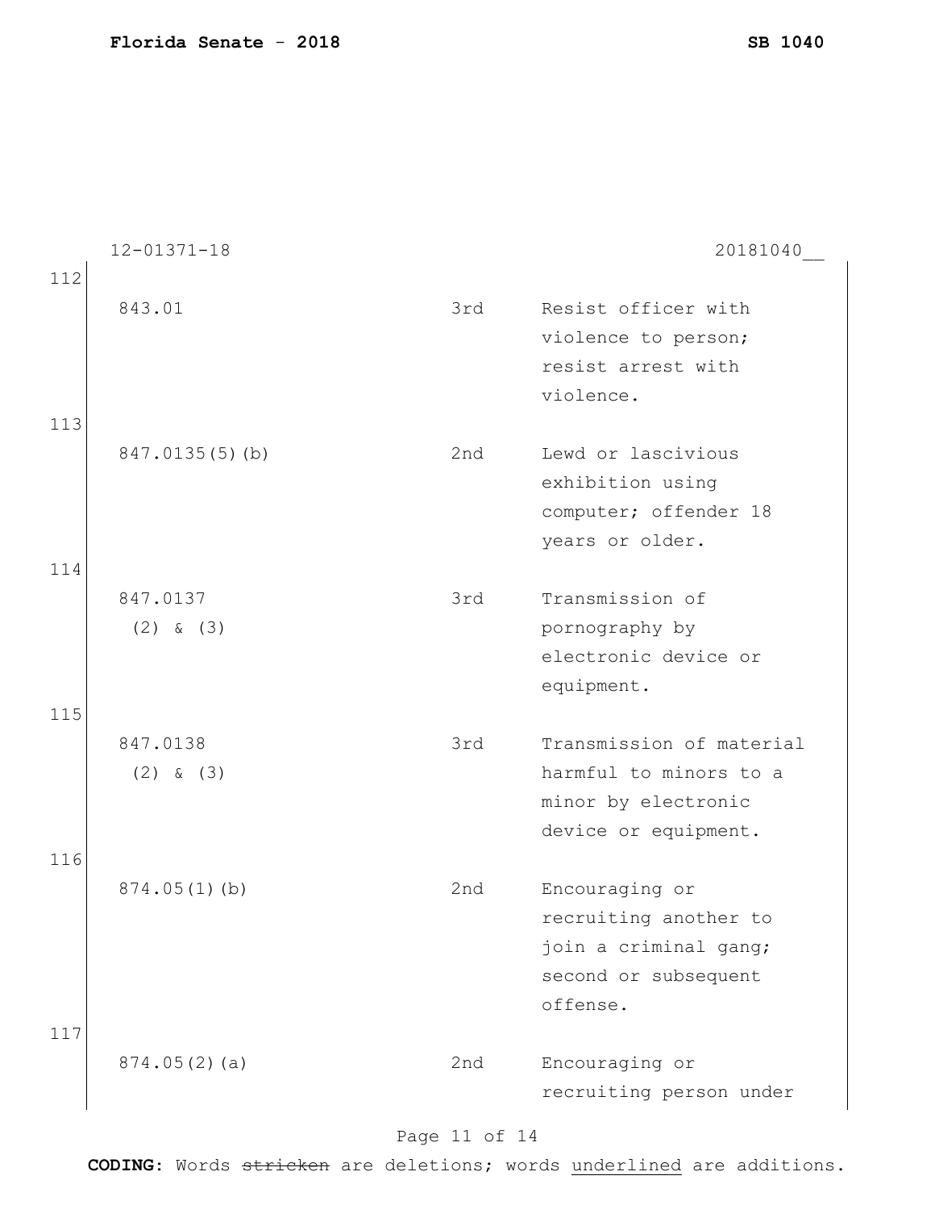12-01371-18 20181040__

112

| | | |
|---|---|---|
| 843.01 | 3rd | Resist officer with violence to person; resist arrest with violence. |

113

| | | |
|---|---|---|
| 847.0135(5)(b) | 2nd | Lewd or lascivious exhibition using computer; offender 18 years or older. |

114

| | | |
|---|---|---|
| 847.0137 (2) & (3) | 3rd | Transmission of pornography by electronic device or equipment. |

115

| | | |
|---|---|---|
| 847.0138 (2) & (3) | 3rd | Transmission of material harmful to minors to a minor by electronic device or equipment. |

116

| | | |
|---|---|---|
| 874.05(1)(b) | 2nd | Encouraging or recruiting another to join a criminal gang; second or subsequent offense. |

117

| | | |
|---|---|---|
| 874.05(2)(a) | 2nd | Encouraging or recruiting person under |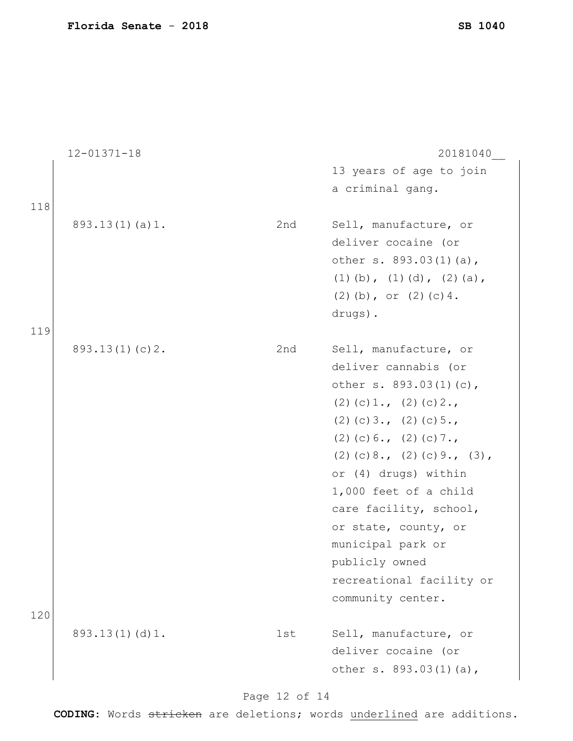| | | |
|---|---|---|
| | | 13 years of age to join a criminal gang. |

118

| | | |
|---|---|---|
| 893.13(1)(a)1. | 2nd | Sell, manufacture, or deliver cocaine (or other s. 893.03(1)(a), (1)(b), (1)(d), (2)(a), (2)(b), or (2)(c)4. drugs). |

119

| | | |
|---|---|---|
| 893.13(1)(c)2. | 2nd | Sell, manufacture, or deliver cannabis (or other s. 893.03(1)(c), (2)(c)1., (2)(c)2., (2)(c)3., (2)(c)5., (2)(c)6., (2)(c)7., (2)(c)8., (2)(c)9., (3), or (4) drugs) within 1,000 feet of a child care facility, school, or state, county, or municipal park or publicly owned recreational facility or community center. |

120

| | | |
|---|---|---|
| 893.13(1)(d)1. | 1st | Sell, manufacture, or deliver cocaine (or other s. 893.03(1)(a), |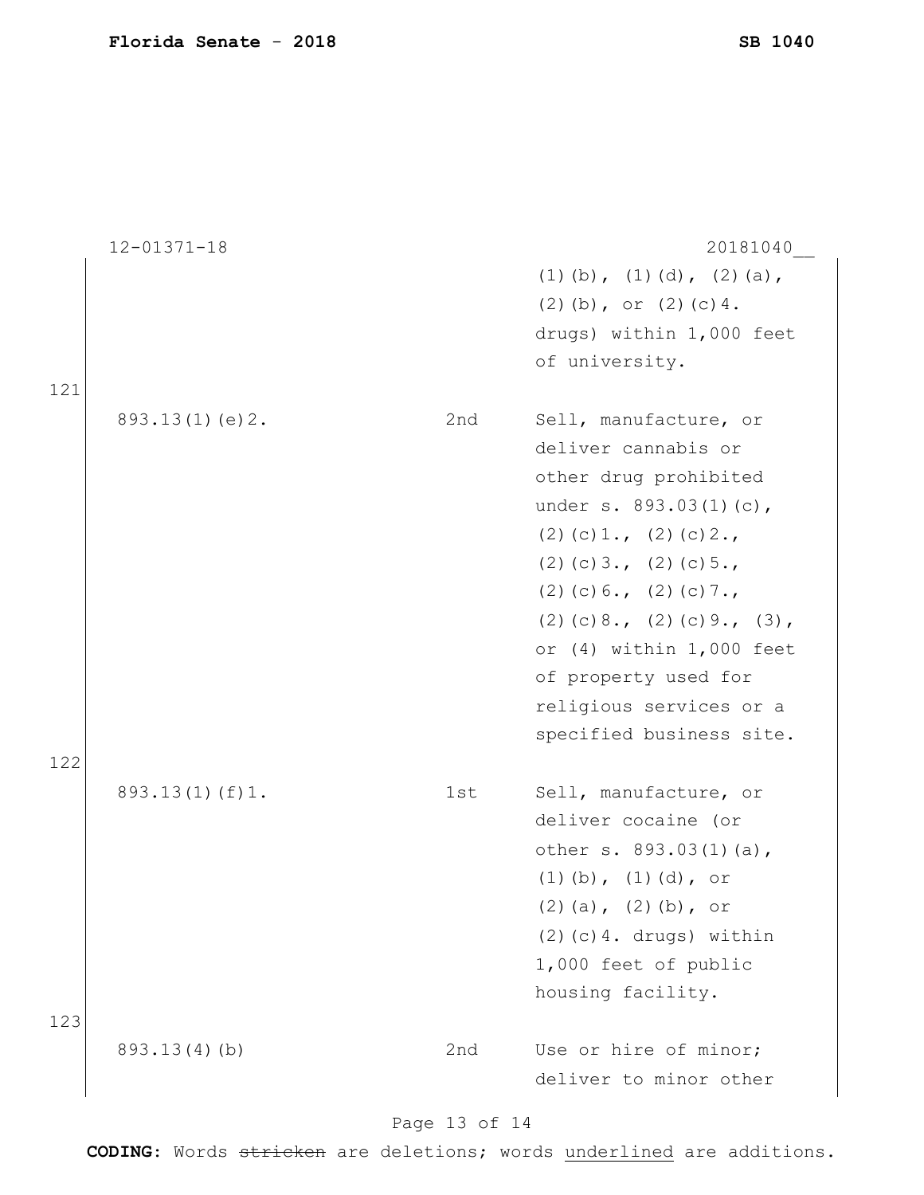12-01371-18 20181040__

| | | | |
|---|---|---|---|
| | | | (1)(b), (1)(d), (2)(a), (2)(b), or (2)(c)4. drugs) within 1,000 feet of university. |
| 121 | 893.13(1)(e)2. | 2nd | Sell, manufacture, or deliver cannabis or other drug prohibited under s. 893.03(1)(c), (2)(c)1., (2)(c)2., (2)(c)3., (2)(c)5., (2)(c)6., (2)(c)7., (2)(c)8., (2)(c)9., (3), or (4) within 1,000 feet of property used for religious services or a specified business site. |
| 122 | 893.13(1)(f)1. | 1st | Sell, manufacture, or deliver cocaine (or other s. 893.03(1)(a), (1)(b), (1)(d), or (2)(a), (2)(b), or (2)(c)4. drugs) within 1,000 feet of public housing facility. |
| 123 | 893.13(4)(b) | 2nd | Use or hire of minor; deliver to minor other |

**CODING:** Words ~~stricken~~ are deletions; words <u>underlined</u> are additions.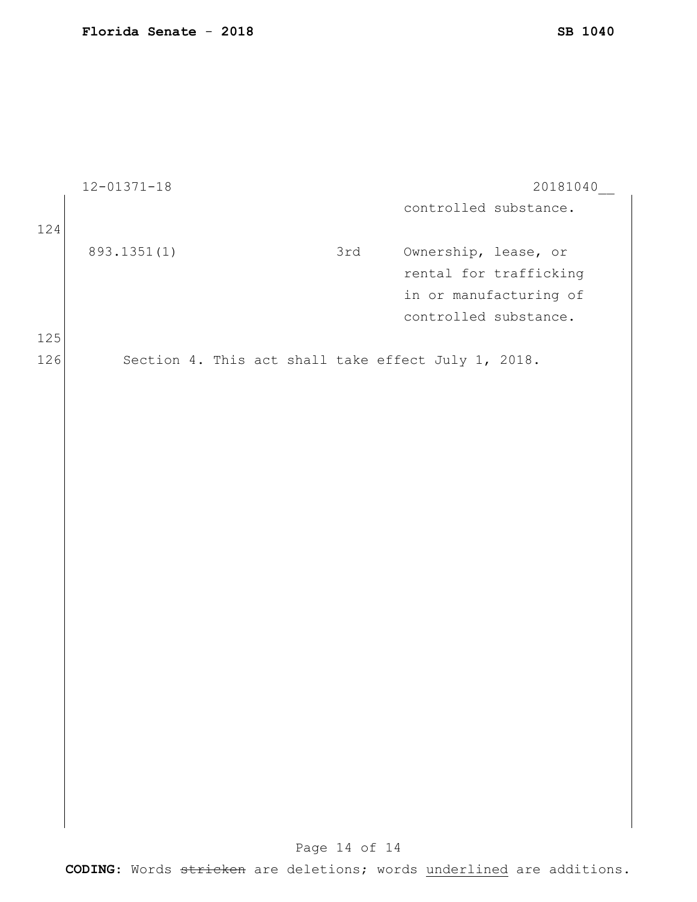| | | |
|---|---|---|
| | | controlled substance. |
| 893.1351(1) | 3rd | Ownership, lease, or rental for trafficking in or manufacturing of controlled substance. |

Section 4. This act shall take effect July 1, 2018.